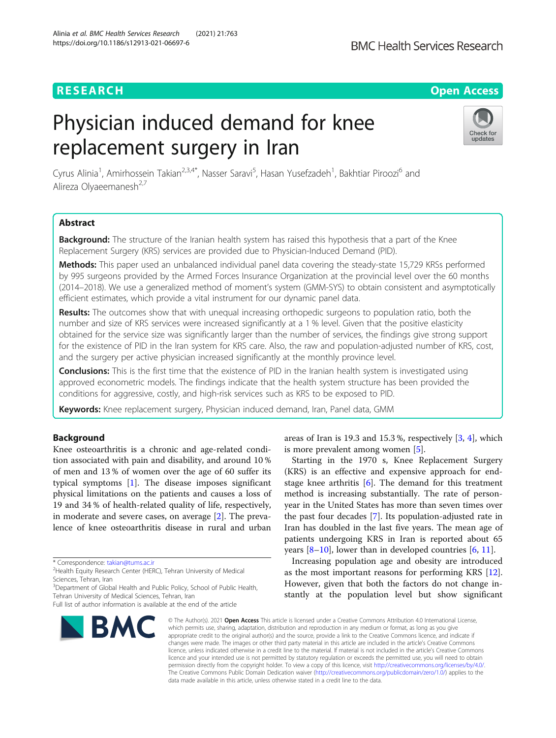RESEARCH

Open Access

# Physician induced demand for knee replacement surgery in Iran

Cyrus Alinia[1], Amirhossein Takian[2,3,4*], Nasser Saravi[5], Hasan Yusefzadeh[1], Bakhtiar Piroozi[6] and Alireza Olyaeemanesh[2,7]

## Abstract

**Background:** The structure of the Iranian health system has raised this hypothesis that a part of the Knee Replacement Surgery (KRS) services are provided due to Physician-Induced Demand (PID).

**Methods:** This paper used an unbalanced individual panel data covering the steady-state 15,729 KRSs performed by 995 surgeons provided by the Armed Forces Insurance Organization at the provincial level over the 60 months (2014–2018). We use a generalized method of moment's system (GMM-SYS) to obtain consistent and asymptotically efficient estimates, which provide a vital instrument for our dynamic panel data.

**Results:** The outcomes show that with unequal increasing orthopedic surgeons to population ratio, both the number and size of KRS services were increased significantly at a 1 % level. Given that the positive elasticity obtained for the service size was significantly larger than the number of services, the findings give strong support for the existence of PID in the Iran system for KRS care. Also, the raw and population-adjusted number of KRS, cost, and the surgery per active physician increased significantly at the monthly province level.

**Conclusions:** This is the first time that the existence of PID in the Iranian health system is investigated using approved econometric models. The findings indicate that the health system structure has been provided the conditions for aggressive, costly, and high-risk services such as KRS to be exposed to PID.

**Keywords:** Knee replacement surgery, Physician induced demand, Iran, Panel data, GMM

## Background

Knee osteoarthritis is a chronic and age-related condition associated with pain and disability, and around 10 % of men and 13 % of women over the age of 60 suffer its typical symptoms [1]. The disease imposes significant physical limitations on the patients and causes a loss of 19 and 34 % of health-related quality of life, respectively, in moderate and severe cases, on average [2]. The prevalence of knee osteoarthritis disease in rural and urban areas of Iran is 19.3 and 15.3 %, respectively [3, 4], which is more prevalent among women [5].

Starting in the 1970 s, Knee Replacement Surgery (KRS) is an effective and expensive approach for end-stage knee arthritis [6]. The demand for this treatment method is increasing substantially. The rate of person-year in the United States has more than seven times over the past four decades [7]. Its population-adjusted rate in Iran has doubled in the last five years. The mean age of patients undergoing KRS in Iran is reported about 65 years [8–10], lower than in developed countries [6, 11].

Increasing population age and obesity are introduced as the most important reasons for performing KRS [12]. However, given that both the factors do not change instantly at the population level but show significant

\* Correspondence: takian@tums.ac.ir
[2]Health Equity Research Center (HERC), Tehran University of Medical Sciences, Tehran, Iran
[3]Department of Global Health and Public Policy, School of Public Health, Tehran University of Medical Sciences, Tehran, Iran
Full list of author information is available at the end of the article

© The Author(s). 2021 **Open Access** This article is licensed under a Creative Commons Attribution 4.0 International License, which permits use, sharing, adaptation, distribution and reproduction in any medium or format, as long as you give appropriate credit to the original author(s) and the source, provide a link to the Creative Commons licence, and indicate if changes were made. The images or other third party material in this article are included in the article's Creative Commons licence, unless indicated otherwise in a credit line to the material. If material is not included in the article's Creative Commons licence and your intended use is not permitted by statutory regulation or exceeds the permitted use, you will need to obtain permission directly from the copyright holder. To view a copy of this licence, visit http://creativecommons.org/licenses/by/4.0/. The Creative Commons Public Domain Dedication waiver (http://creativecommons.org/publicdomain/zero/1.0/) applies to the data made available in this article, unless otherwise stated in a credit line to the data.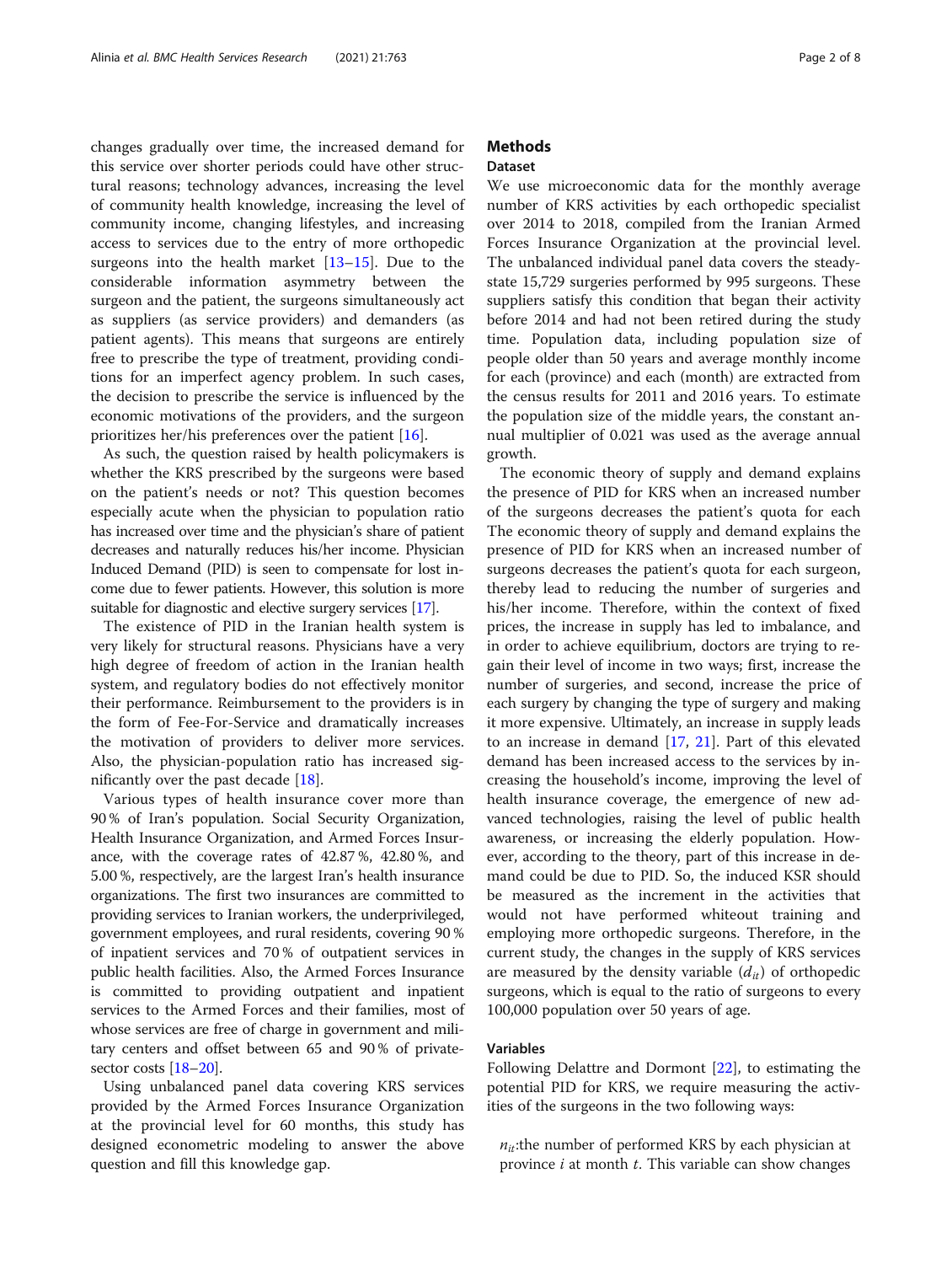changes gradually over time, the increased demand for this service over shorter periods could have other structural reasons; technology advances, increasing the level of community health knowledge, increasing the level of community income, changing lifestyles, and increasing access to services due to the entry of more orthopedic surgeons into the health market [13–15]. Due to the considerable information asymmetry between the surgeon and the patient, the surgeons simultaneously act as suppliers (as service providers) and demanders (as patient agents). This means that surgeons are entirely free to prescribe the type of treatment, providing conditions for an imperfect agency problem. In such cases, the decision to prescribe the service is influenced by the economic motivations of the providers, and the surgeon prioritizes her/his preferences over the patient [16].

As such, the question raised by health policymakers is whether the KRS prescribed by the surgeons were based on the patient's needs or not? This question becomes especially acute when the physician to population ratio has increased over time and the physician's share of patient decreases and naturally reduces his/her income. Physician Induced Demand (PID) is seen to compensate for lost income due to fewer patients. However, this solution is more suitable for diagnostic and elective surgery services [17].

The existence of PID in the Iranian health system is very likely for structural reasons. Physicians have a very high degree of freedom of action in the Iranian health system, and regulatory bodies do not effectively monitor their performance. Reimbursement to the providers is in the form of Fee-For-Service and dramatically increases the motivation of providers to deliver more services. Also, the physician-population ratio has increased significantly over the past decade [18].

Various types of health insurance cover more than 90 % of Iran's population. Social Security Organization, Health Insurance Organization, and Armed Forces Insurance, with the coverage rates of 42.87 %, 42.80 %, and 5.00 %, respectively, are the largest Iran's health insurance organizations. The first two insurances are committed to providing services to Iranian workers, the underprivileged, government employees, and rural residents, covering 90 % of inpatient services and 70 % of outpatient services in public health facilities. Also, the Armed Forces Insurance is committed to providing outpatient and inpatient services to the Armed Forces and their families, most of whose services are free of charge in government and military centers and offset between 65 and 90 % of private-sector costs [18–20].

Using unbalanced panel data covering KRS services provided by the Armed Forces Insurance Organization at the provincial level for 60 months, this study has designed econometric modeling to answer the above question and fill this knowledge gap.

## Methods

### Dataset

We use microeconomic data for the monthly average number of KRS activities by each orthopedic specialist over 2014 to 2018, compiled from the Iranian Armed Forces Insurance Organization at the provincial level. The unbalanced individual panel data covers the steady-state 15,729 surgeries performed by 995 surgeons. These suppliers satisfy this condition that began their activity before 2014 and had not been retired during the study time. Population data, including population size of people older than 50 years and average monthly income for each (province) and each (month) are extracted from the census results for 2011 and 2016 years. To estimate the population size of the middle years, the constant annual multiplier of 0.021 was used as the average annual growth.

The economic theory of supply and demand explains the presence of PID for KRS when an increased number of the surgeons decreases the patient's quota for each The economic theory of supply and demand explains the presence of PID for KRS when an increased number of surgeons decreases the patient's quota for each surgeon, thereby lead to reducing the number of surgeries and his/her income. Therefore, within the context of fixed prices, the increase in supply has led to imbalance, and in order to achieve equilibrium, doctors are trying to regain their level of income in two ways; first, increase the number of surgeries, and second, increase the price of each surgery by changing the type of surgery and making it more expensive. Ultimately, an increase in supply leads to an increase in demand [17, 21]. Part of this elevated demand has been increased access to the services by increasing the household's income, improving the level of health insurance coverage, the emergence of new advanced technologies, raising the level of public health awareness, or increasing the elderly population. However, according to the theory, part of this increase in demand could be due to PID. So, the induced KSR should be measured as the increment in the activities that would not have performed whiteout training and employing more orthopedic surgeons. Therefore, in the current study, the changes in the supply of KRS services are measured by the density variable ($d_{it}$) of orthopedic surgeons, which is equal to the ratio of surgeons to every 100,000 population over 50 years of age.

### Variables

Following Delattre and Dormont [22], to estimating the potential PID for KRS, we require measuring the activities of the surgeons in the two following ways:

$n_{it}$:the number of performed KRS by each physician at province $i$ at month $t$. This variable can show changes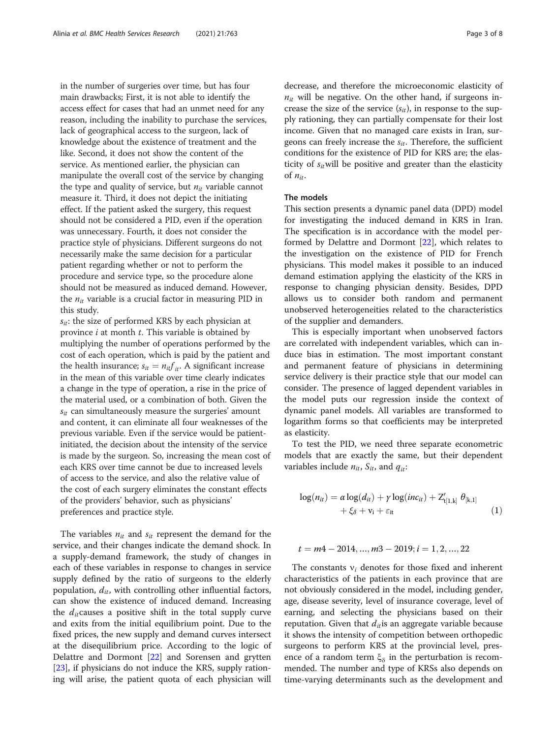in the number of surgeries over time, but has four main drawbacks; First, it is not able to identify the access effect for cases that had an unmet need for any reason, including the inability to purchase the services, lack of geographical access to the surgeon, lack of knowledge about the existence of treatment and the like. Second, it does not show the content of the service. As mentioned earlier, the physician can manipulate the overall cost of the service by changing the type and quality of service, but $n_{it}$ variable cannot measure it. Third, it does not depict the initiating effect. If the patient asked the surgery, this request should not be considered a PID, even if the operation was unnecessary. Fourth, it does not consider the practice style of physicians. Different surgeons do not necessarily make the same decision for a particular patient regarding whether or not to perform the procedure and service type, so the procedure alone should not be measured as induced demand. However, the $n_{it}$ variable is a crucial factor in measuring PID in this study.

$s_{it}$: the size of performed KRS by each physician at province $i$ at month $t$. This variable is obtained by multiplying the number of operations performed by the cost of each operation, which is paid by the patient and the health insurance; $s_{it} = n_{it}f_{it}$. A significant increase in the mean of this variable over time clearly indicates a change in the type of operation, a rise in the price of the material used, or a combination of both. Given the $s_{it}$ can simultaneously measure the surgeries' amount and content, it can eliminate all four weaknesses of the previous variable. Even if the service would be patient-initiated, the decision about the intensity of the service is made by the surgeon. So, increasing the mean cost of each KRS over time cannot be due to increased levels of access to the service, and also the relative value of the cost of each surgery eliminates the constant effects of the providers' behavior, such as physicians' preferences and practice style.

The variables $n_{it}$ and $s_{it}$ represent the demand for the service, and their changes indicate the demand shock. In a supply-demand framework, the study of changes in each of these variables in response to changes in service supply defined by the ratio of surgeons to the elderly population, $d_{it}$, with controlling other influential factors, can show the existence of induced demand. Increasing the $d_{it}$ causes a positive shift in the total supply curve and exits from the initial equilibrium point. Due to the fixed prices, the new supply and demand curves intersect at the disequilibrium price. According to the logic of Delattre and Dormont [22] and Sorensen and grytten [23], if physicians do not induce the KRS, supply rationing will arise, the patient quota of each physician will decrease, and therefore the microeconomic elasticity of $n_{it}$ will be negative. On the other hand, if surgeons increase the size of the service ($s_{it}$), in response to the supply rationing, they can partially compensate for their lost income. Given that no managed care exists in Iran, surgeons can freely increase the $s_{it}$. Therefore, the sufficient conditions for the existence of PID for KRS are; the elasticity of $s_{it}$ will be positive and greater than the elasticity of $n_{it}$.

## The models

This section presents a dynamic panel data (DPD) model for investigating the induced demand in KRS in Iran. The specification is in accordance with the model performed by Delattre and Dormont [22], which relates to the investigation on the existence of PID for French physicians. This model makes it possible to an induced demand estimation applying the elasticity of the KRS in response to changing physician density. Besides, DPD allows us to consider both random and permanent unobserved heterogeneities related to the characteristics of the supplier and demanders.

This is especially important when unobserved factors are correlated with independent variables, which can induce bias in estimation. The most important constant and permanent feature of physicians in determining service delivery is their practice style that our model can consider. The presence of lagged dependent variables in the model puts our regression inside the context of dynamic panel models. All variables are transformed to logarithm forms so that coefficients may be interpreted as elasticity.

To test the PID, we need three separate econometric models that are exactly the same, but their dependent variables include $n_{it}$, $S_{it}$, and $q_{it}$:

$$\log(n_{it}) = \alpha \log(d_{it}) + \gamma \log(inc_{it}) + Z'_{t[1,k]}\, \theta_{[k,1]} + \xi_{\delta} + v_i + \varepsilon_{it} \tag{1}$$

$$t = m4-2014, \ldots, m3-2019; i = 1, 2, \ldots, 22$$

The constants $v_i$ denotes for those fixed and inherent characteristics of the patients in each province that are not obviously considered in the model, including gender, age, disease severity, level of insurance coverage, level of earning, and selecting the physicians based on their reputation. Given that $d_{it}$ is an aggregate variable because it shows the intensity of competition between orthopedic surgeons to perform KRS at the provincial level, presence of a random term $\xi_{\delta}$ in the perturbation is recommended. The number and type of KRSs also depends on time-varying determinants such as the development and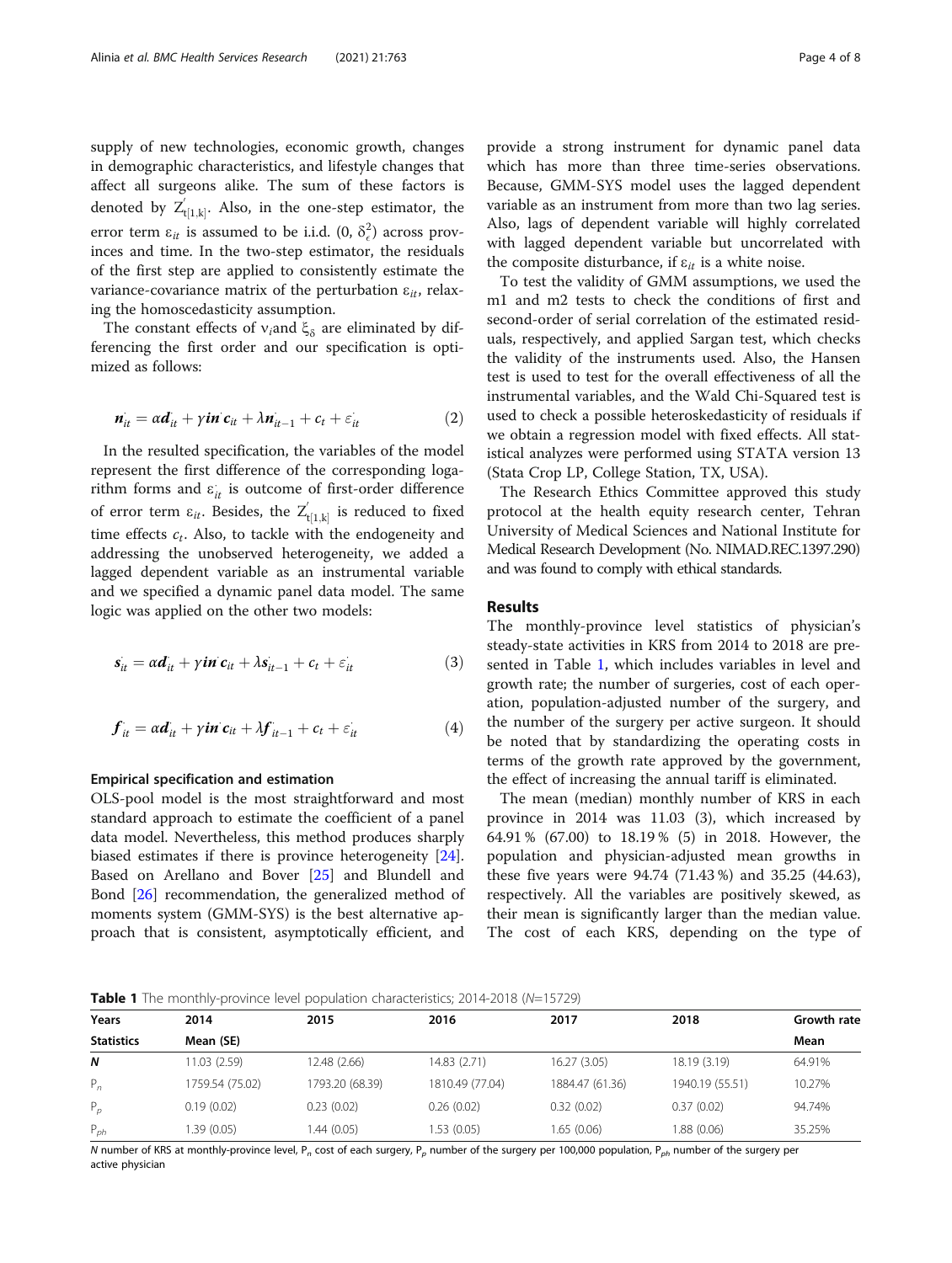supply of new technologies, economic growth, changes in demographic characteristics, and lifestyle changes that affect all surgeons alike. The sum of these factors is denoted by $Z'_{t[1,k]}$. Also, in the one-step estimator, the error term $\varepsilon_{it}$ is assumed to be i.i.d. (0, $\delta_\epsilon^2$) across provinces and time. In the two-step estimator, the residuals of the first step are applied to consistently estimate the variance-covariance matrix of the perturbation $\varepsilon_{it}$, relaxing the homoscedasticity assumption.

The constant effects of $\nu_i$and $\xi_\delta$ are eliminated by differencing the first order and our specification is optimized as follows:

$$\boldsymbol{n}^{\cdot}_{it} = \alpha \boldsymbol{d}^{\cdot}_{it} + \gamma \boldsymbol{in}^{\cdot} \boldsymbol{c}_{it} + \lambda \boldsymbol{n}^{\cdot}_{it-1} + c_t + \varepsilon^{\cdot}_{it} \tag{2}$$

In the resulted specification, the variables of the model represent the first difference of the corresponding logarithm forms and $\varepsilon^{\cdot}_{it}$ is outcome of first-order difference of error term $\varepsilon_{it}$. Besides, the $Z'_{t[1,k]}$ is reduced to fixed time effects $c_t$. Also, to tackle with the endogeneity and addressing the unobserved heterogeneity, we added a lagged dependent variable as an instrumental variable and we specified a dynamic panel data model. The same logic was applied on the other two models:

$$\boldsymbol{s}^{\cdot}_{it} = \alpha \boldsymbol{d}^{\cdot}_{it} + \gamma \boldsymbol{in}^{\cdot} \boldsymbol{c}_{it} + \lambda \boldsymbol{s}^{\cdot}_{it-1} + c_t + \varepsilon^{\cdot}_{it} \tag{3}$$

$$\boldsymbol{f}^{\cdot}_{it} = \alpha \boldsymbol{d}^{\cdot}_{it} + \gamma \boldsymbol{in}^{\cdot} \boldsymbol{c}_{it} + \lambda \boldsymbol{f}^{\cdot}_{it-1} + c_t + \varepsilon^{\cdot}_{it} \tag{4}$$

### Empirical specification and estimation

OLS-pool model is the most straightforward and most standard approach to estimate the coefficient of a panel data model. Nevertheless, this method produces sharply biased estimates if there is province heterogeneity [24]. Based on Arellano and Bover [25] and Blundell and Bond [26] recommendation, the generalized method of moments system (GMM-SYS) is the best alternative approach that is consistent, asymptotically efficient, and provide a strong instrument for dynamic panel data which has more than three time-series observations. Because, GMM-SYS model uses the lagged dependent variable as an instrument from more than two lag series. Also, lags of dependent variable will highly correlated with lagged dependent variable but uncorrelated with the composite disturbance, if $\varepsilon_{it}$ is a white noise.

To test the validity of GMM assumptions, we used the m1 and m2 tests to check the conditions of first and second-order of serial correlation of the estimated residuals, respectively, and applied Sargan test, which checks the validity of the instruments used. Also, the Hansen test is used to test for the overall effectiveness of all the instrumental variables, and the Wald Chi-Squared test is used to check a possible heteroskedasticity of residuals if we obtain a regression model with fixed effects. All statistical analyzes were performed using STATA version 13 (Stata Crop LP, College Station, TX, USA).

The Research Ethics Committee approved this study protocol at the health equity research center, Tehran University of Medical Sciences and National Institute for Medical Research Development (No. NIMAD.REC.1397.290) and was found to comply with ethical standards.

## Results

The monthly-province level statistics of physician's steady-state activities in KRS from 2014 to 2018 are presented in Table 1, which includes variables in level and growth rate; the number of surgeries, cost of each operation, population-adjusted number of the surgery, and the number of the surgery per active surgeon. It should be noted that by standardizing the operating costs in terms of the growth rate approved by the government, the effect of increasing the annual tariff is eliminated.

The mean (median) monthly number of KRS in each province in 2014 was 11.03 (3), which increased by 64.91 % (67.00) to 18.19 % (5) in 2018. However, the population and physician-adjusted mean growths in these five years were 94.74 (71.43 %) and 35.25 (44.63), respectively. All the variables are positively skewed, as their mean is significantly larger than the median value. The cost of each KRS, depending on the type of

**Table 1** The monthly-province level population characteristics; 2014-2018 ($N$=15729)

| Years | 2014 | 2015 | 2016 | 2017 | 2018 | Growth rate |
|---|---|---|---|---|---|---|
| **Statistics** | Mean (SE) | | | | | Mean |
| ***N*** | 11.03 (2.59) | 12.48 (2.66) | 14.83 (2.71) | 16.27 (3.05) | 18.19 (3.19) | 64.91% |
| $P_n$ | 1759.54 (75.02) | 1793.20 (68.39) | 1810.49 (77.04) | 1884.47 (61.36) | 1940.19 (55.51) | 10.27% |
| $P_p$ | 0.19 (0.02) | 0.23 (0.02) | 0.26 (0.02) | 0.32 (0.02) | 0.37 (0.02) | 94.74% |
| $P_{ph}$ | 1.39 (0.05) | 1.44 (0.05) | 1.53 (0.05) | 1.65 (0.06) | 1.88 (0.06) | 35.25% |

*N* number of KRS at monthly-province level, $P_n$ cost of each surgery, $P_p$ number of the surgery per 100,000 population, $P_{ph}$ number of the surgery per active physician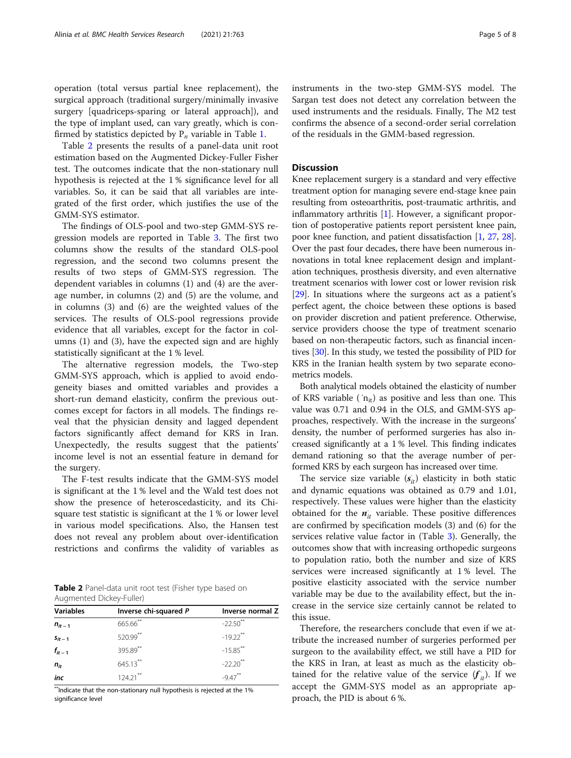operation (total versus partial knee replacement), the surgical approach (traditional surgery/minimally invasive surgery [quadriceps-sparing or lateral approach]), and the type of implant used, can vary greatly, which is confirmed by statistics depicted by $P_n$ variable in Table 1.

Table 2 presents the results of a panel-data unit root estimation based on the Augmented Dickey-Fuller Fisher test. The outcomes indicate that the non-stationary null hypothesis is rejected at the 1 % significance level for all variables. So, it can be said that all variables are integrated of the first order, which justifies the use of the GMM-SYS estimator.

The findings of OLS-pool and two-step GMM-SYS regression models are reported in Table 3. The first two columns show the results of the standard OLS-pool regression, and the second two columns present the results of two steps of GMM-SYS regression. The dependent variables in columns (1) and (4) are the average number, in columns (2) and (5) are the volume, and in columns (3) and (6) are the weighted values of the services. The results of OLS-pool regressions provide evidence that all variables, except for the factor in columns (1) and (3), have the expected sign and are highly statistically significant at the 1 % level.

The alternative regression models, the Two-step GMM-SYS approach, which is applied to avoid endogeneity biases and omitted variables and provides a short-run demand elasticity, confirm the previous outcomes except for factors in all models. The findings reveal that the physician density and lagged dependent factors significantly affect demand for KRS in Iran. Unexpectedly, the results suggest that the patients' income level is not an essential feature in demand for the surgery.

The F-test results indicate that the GMM-SYS model is significant at the 1 % level and the Wald test does not show the presence of heteroscedasticity, and its Chi-square test statistic is significant at the 1 % or lower level in various model specifications. Also, the Hansen test does not reveal any problem about over-identification restrictions and confirms the validity of variables as instruments in the two-step GMM-SYS model. The Sargan test does not detect any correlation between the used instruments and the residuals. Finally, The M2 test confirms the absence of a second-order serial correlation of the residuals in the GMM-based regression.

**Table 2** Panel-data unit root test (Fisher type based on Augmented Dickey-Fuller)

| Variables | Inverse chi-squared *P* | Inverse normal Z |
| --- | --- | --- |
| $n_{it-1}$ | 665.66** | -22.50** |
| $s_{it-1}$ | 520.99** | -19.22** |
| $f_{it-1}$ | 395.89** | -15.85** |
| $n_{it}$ | 645.13** | -22.20** |
| *inc* | 124.21** | -9.47** |

**Indicate that the non-stationary null hypothesis is rejected at the 1% significance level

## Discussion

Knee replacement surgery is a standard and very effective treatment option for managing severe end-stage knee pain resulting from osteoarthritis, post-traumatic arthritis, and inflammatory arthritis [1]. However, a significant proportion of postoperative patients report persistent knee pain, poor knee function, and patient dissatisfaction [1, 27, 28]. Over the past four decades, there have been numerous innovations in total knee replacement design and implantation techniques, prosthesis diversity, and even alternative treatment scenarios with lower cost or lower revision risk [29]. In situations where the surgeons act as a patient's perfect agent, the choice between these options is based on provider discretion and patient preference. Otherwise, service providers choose the type of treatment scenario based on non-therapeutic factors, such as financial incentives [30]. In this study, we tested the possibility of PID for KRS in the Iranian health system by two separate econometrics models.

Both analytical models obtained the elasticity of number of KRS variable ($\dot{n}_{it}$) as positive and less than one. This value was 0.71 and 0.94 in the OLS, and GMM-SYS approaches, respectively. With the increase in the surgeons' density, the number of performed surgeries has also increased significantly at a 1 % level. This finding indicates demand rationing so that the average number of performed KRS by each surgeon has increased over time.

The service size variable ($\dot{s}_{it}$) elasticity in both static and dynamic equations was obtained as 0.79 and 1.01, respectively. These values were higher than the elasticity obtained for the $\boldsymbol{n}_{it}$ variable. These positive differences are confirmed by specification models (3) and (6) for the services relative value factor in (Table 3). Generally, the outcomes show that with increasing orthopedic surgeons to population ratio, both the number and size of KRS services were increased significantly at 1 % level. The positive elasticity associated with the service number variable may be due to the availability effect, but the increase in the service size certainly cannot be related to this issue.

Therefore, the researchers conclude that even if we attribute the increased number of surgeries performed per surgeon to the availability effect, we still have a PID for the KRS in Iran, at least as much as the elasticity obtained for the relative value of the service ($\dot{f}_{it}$). If we accept the GMM-SYS model as an appropriate approach, the PID is about 6 %.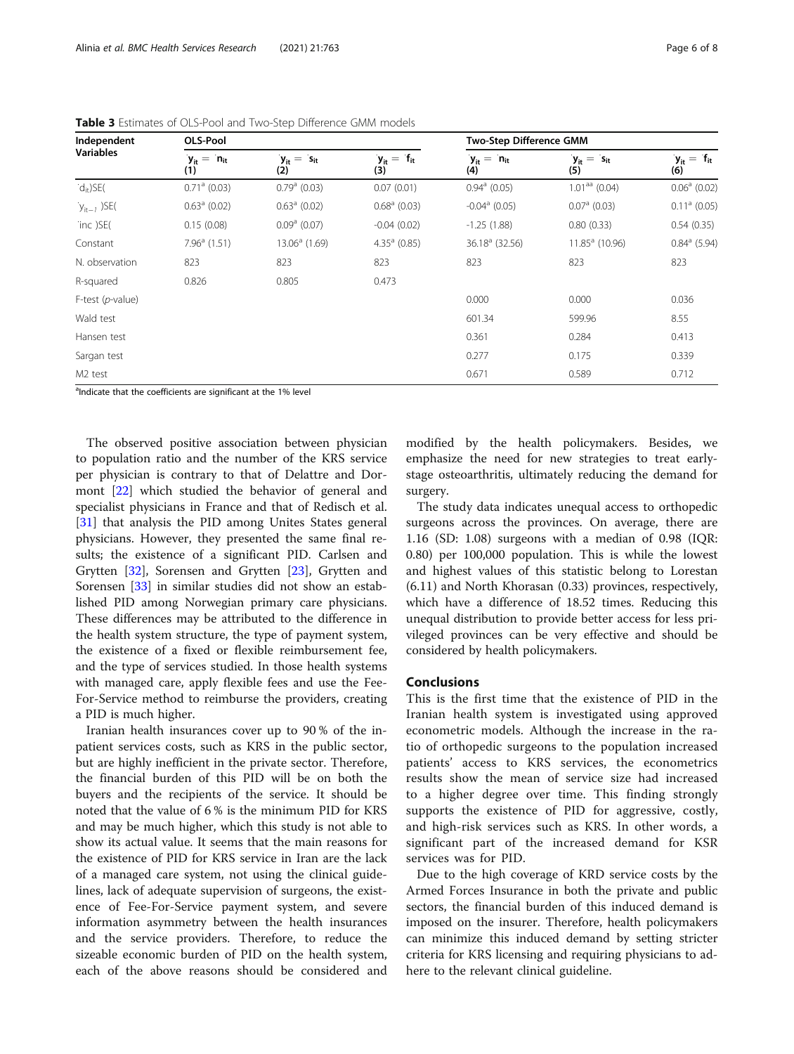**Table 3** Estimates of OLS-Pool and Two-Step Difference GMM models

| Independent Variables | OLS-Pool | | | Two-Step Difference GMM | | |
|---|---|---|---|---|---|---|
| | $\dot{y}_{it} = \dot{n}_{it}$ (1) | $\dot{y}_{it} = \dot{s}_{it}$ (2) | $\dot{y}_{it} = \dot{f}_{it}$ (3) | $\dot{y}_{it} = \dot{n}_{it}$ (4) | $\dot{y}_{it} = \dot{s}_{it}$ (5) | $\dot{y}_{it} = \dot{f}_{it}$ (6) |
| $\dot{d}_{it}$)SE( | 0.71[a] (0.03) | 0.79[a] (0.03) | 0.07 (0.01) | 0.94[a] (0.05) | 1.01[aa] (0.04) | 0.06[a] (0.02) |
| $\dot{y}_{it-1}$ )SE( | 0.63[a] (0.02) | 0.63[a] (0.02) | 0.68[a] (0.03) | -0.04[a] (0.05) | 0.07[a] (0.03) | 0.11[a] (0.05) |
| $\dot{inc}$ )SE( | 0.15 (0.08) | 0.09[a] (0.07) | -0.04 (0.02) | -1.25 (1.88) | 0.80 (0.33) | 0.54 (0.35) |
| Constant | 7.96[a] (1.51) | 13.06[a] (1.69) | 4.35[a] (0.85) | 36.18[a] (32.56) | 11.85[a] (10.96) | 0.84[a] (5.94) |
| N. observation | 823 | 823 | 823 | 823 | 823 | 823 |
| R-squared | 0.826 | 0.805 | 0.473 | | | |
| F-test (*p*-value) | | | | 0.000 | 0.000 | 0.036 |
| Wald test | | | | 601.34 | 599.96 | 8.55 |
| Hansen test | | | | 0.361 | 0.284 | 0.413 |
| Sargan test | | | | 0.277 | 0.175 | 0.339 |
| M2 test | | | | 0.671 | 0.589 | 0.712 |

[a]Indicate that the coefficients are significant at the 1% level

The observed positive association between physician to population ratio and the number of the KRS service per physician is contrary to that of Delattre and Dormont [22] which studied the behavior of general and specialist physicians in France and that of Redisch et al. [31] that analysis the PID among Unites States general physicians. However, they presented the same final results; the existence of a significant PID. Carlsen and Grytten [32], Sorensen and Grytten [23], Grytten and Sorensen [33] in similar studies did not show an established PID among Norwegian primary care physicians. These differences may be attributed to the difference in the health system structure, the type of payment system, the existence of a fixed or flexible reimbursement fee, and the type of services studied. In those health systems with managed care, apply flexible fees and use the Fee-For-Service method to reimburse the providers, creating a PID is much higher.

Iranian health insurances cover up to 90 % of the inpatient services costs, such as KRS in the public sector, but are highly inefficient in the private sector. Therefore, the financial burden of this PID will be on both the buyers and the recipients of the service. It should be noted that the value of 6 % is the minimum PID for KRS and may be much higher, which this study is not able to show its actual value. It seems that the main reasons for the existence of PID for KRS service in Iran are the lack of a managed care system, not using the clinical guidelines, lack of adequate supervision of surgeons, the existence of Fee-For-Service payment system, and severe information asymmetry between the health insurances and the service providers. Therefore, to reduce the sizeable economic burden of PID on the health system, each of the above reasons should be considered and modified by the health policymakers. Besides, we emphasize the need for new strategies to treat early-stage osteoarthritis, ultimately reducing the demand for surgery.

The study data indicates unequal access to orthopedic surgeons across the provinces. On average, there are 1.16 (SD: 1.08) surgeons with a median of 0.98 (IQR: 0.80) per 100,000 population. This is while the lowest and highest values of this statistic belong to Lorestan (6.11) and North Khorasan (0.33) provinces, respectively, which have a difference of 18.52 times. Reducing this unequal distribution to provide better access for less privileged provinces can be very effective and should be considered by health policymakers.

## Conclusions

This is the first time that the existence of PID in the Iranian health system is investigated using approved econometric models. Although the increase in the ratio of orthopedic surgeons to the population increased patients' access to KRS services, the econometrics results show the mean of service size had increased to a higher degree over time. This finding strongly supports the existence of PID for aggressive, costly, and high-risk services such as KRS. In other words, a significant part of the increased demand for KSR services was for PID.

Due to the high coverage of KRD service costs by the Armed Forces Insurance in both the private and public sectors, the financial burden of this induced demand is imposed on the insurer. Therefore, health policymakers can minimize this induced demand by setting stricter criteria for KRS licensing and requiring physicians to adhere to the relevant clinical guideline.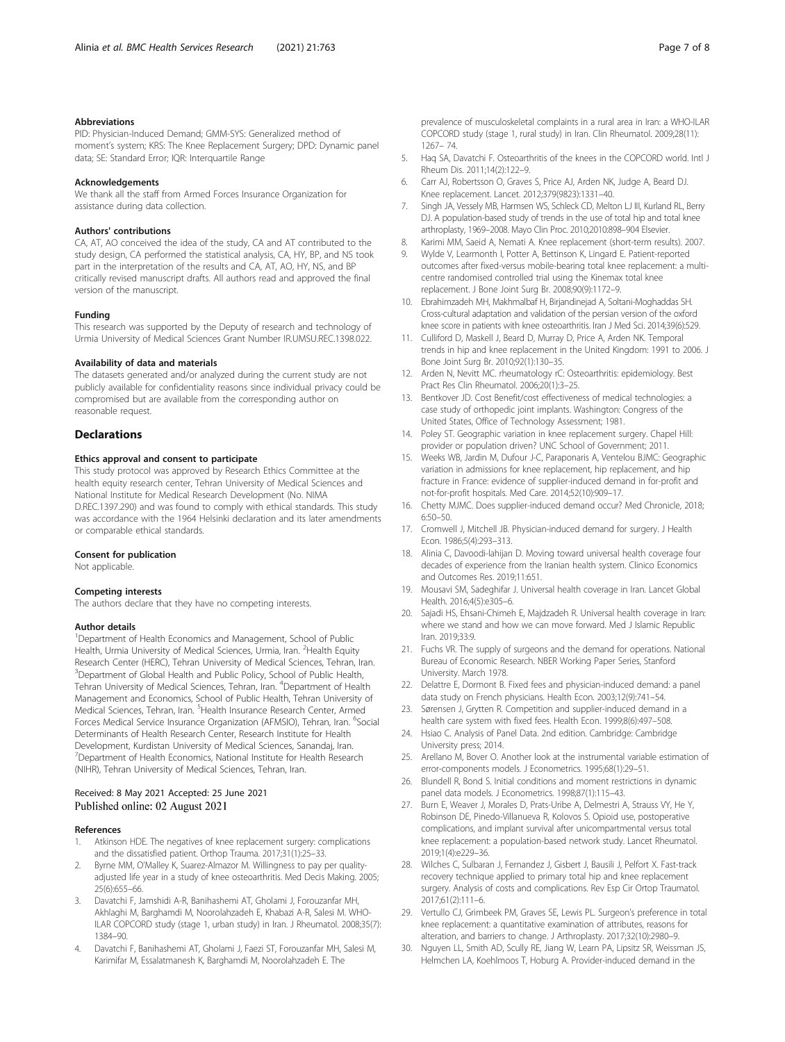## Abbreviations

PID: Physician-Induced Demand; GMM-SYS: Generalized method of moment's system; KRS: The Knee Replacement Surgery; DPD: Dynamic panel data; SE: Standard Error; IQR: Interquartile Range

## Acknowledgements

We thank all the staff from Armed Forces Insurance Organization for assistance during data collection.

## Authors' contributions

CA, AT, AO conceived the idea of the study, CA and AT contributed to the study design, CA performed the statistical analysis, CA, HY, BP, and NS took part in the interpretation of the results and CA, AT, AO, HY, NS, and BP critically revised manuscript drafts. All authors read and approved the final version of the manuscript.

## Funding

This research was supported by the Deputy of research and technology of Urmia University of Medical Sciences Grant Number IR.UMSU.REC.1398.022.

## Availability of data and materials

The datasets generated and/or analyzed during the current study are not publicly available for confidentiality reasons since individual privacy could be compromised but are available from the corresponding author on reasonable request.

# Declarations

## Ethics approval and consent to participate

This study protocol was approved by Research Ethics Committee at the health equity research center, Tehran University of Medical Sciences and National Institute for Medical Research Development (No. NIMA D.REC.1397.290) and was found to comply with ethical standards. This study was accordance with the 1964 Helsinki declaration and its later amendments or comparable ethical standards.

## Consent for publication

Not applicable.

## Competing interests

The authors declare that they have no competing interests.

## Author details

[1]Department of Health Economics and Management, School of Public Health, Urmia University of Medical Sciences, Urmia, Iran. [2]Health Equity Research Center (HERC), Tehran University of Medical Sciences, Tehran, Iran. [3]Department of Global Health and Public Policy, School of Public Health, Tehran University of Medical Sciences, Tehran, Iran. [4]Department of Health Management and Economics, School of Public Health, Tehran University of Medical Sciences, Tehran, Iran. [5]Health Insurance Research Center, Armed Forces Medical Service Insurance Organization (AFMSIO), Tehran, Iran. [6]Social Determinants of Health Research Center, Research Institute for Health Development, Kurdistan University of Medical Sciences, Sanandaj, Iran. [7]Department of Health Economics, National Institute for Health Research (NIHR), Tehran University of Medical Sciences, Tehran, Iran.

Received: 8 May 2021 Accepted: 25 June 2021
Published online: 02 August 2021

## References

1. Atkinson HDE. The negatives of knee replacement surgery: complications and the dissatisfied patient. Orthop Trauma. 2017;31(1):25–33.
2. Byrne MM, O'Malley K, Suarez-Almazor M. Willingness to pay per quality-adjusted life year in a study of knee osteoarthritis. Med Decis Making. 2005; 25(6):655–66.
3. Davatchi F, Jamshidi A-R, Banihashemi AT, Gholami J, Forouzanfar MH, Akhlaghi M, Barghamdi M, Noorolahzadeh E, Khabazi A-R, Salesi M. WHO-ILAR COPCORD study (stage 1, urban study) in Iran. J Rheumatol. 2008;35(7): 1384–90.
4. Davatchi F, Banihashemi AT, Gholami J, Faezi ST, Forouzanfar MH, Salesi M, Karimifar M, Essalatmanesh K, Barghamdi M, Noorolahzadeh E. The prevalence of musculoskeletal complaints in a rural area in Iran: a WHO-ILAR COPCORD study (stage 1, rural study) in Iran. Clin Rheumatol. 2009;28(11): 1267– 74.
5. Haq SA, Davatchi F. Osteoarthritis of the knees in the COPCORD world. Intl J Rheum Dis. 2011;14(2):122–9.
6. Carr AJ, Robertsson O, Graves S, Price AJ, Arden NK, Judge A, Beard DJ. Knee replacement. Lancet. 2012;379(9823):1331–40.
7. Singh JA, Vessely MB, Harmsen WS, Schleck CD, Melton LJ III, Kurland RL, Berry DJ. A population-based study of trends in the use of total hip and total knee arthroplasty, 1969–2008. Mayo Clin Proc. 2010;2010:898–904 Elsevier.
8. Karimi MM, Saeid A, Nemati A. Knee replacement (short-term results). 2007.
9. Wylde V, Learmonth I, Potter A, Bettinson K, Lingard E. Patient-reported outcomes after fixed-versus mobile-bearing total knee replacement: a multi-centre randomised controlled trial using the Kinemax total knee replacement. J Bone Joint Surg Br. 2008;90(9):1172–9.
10. Ebrahimzadeh MH, Makhmalbaf H, Birjandinejad A, Soltani-Moghaddas SH. Cross-cultural adaptation and validation of the persian version of the oxford knee score in patients with knee osteoarthritis. Iran J Med Sci. 2014;39(6):529.
11. Culliford D, Maskell J, Beard D, Murray D, Price A, Arden NK. Temporal trends in hip and knee replacement in the United Kingdom: 1991 to 2006. J Bone Joint Surg Br. 2010;92(1):130–35.
12. Arden N, Nevitt MC. rheumatology rC: Osteoarthritis: epidemiology. Best Pract Res Clin Rheumatol. 2006;20(1):3–25.
13. Bentkover JD. Cost Benefit/cost effectiveness of medical technologies: a case study of orthopedic joint implants. Washington: Congress of the United States, Office of Technology Assessment; 1981.
14. Poley ST. Geographic variation in knee replacement surgery. Chapel Hill: provider or population driven? UNC School of Government; 2011.
15. Weeks WB, Jardin M, Dufour J-C, Paraponaris A, Ventelou BJMC: Geographic variation in admissions for knee replacement, hip replacement, and hip fracture in France: evidence of supplier-induced demand in for-profit and not-for-profit hospitals. Med Care. 2014;52(10):909–17.
16. Chetty MJMC. Does supplier-induced demand occur? Med Chronicle, 2018; 6:50–50.
17. Cromwell J, Mitchell JB. Physician-induced demand for surgery. J Health Econ. 1986;5(4):293–313.
18. Alinia C, Davoodi-lahijan D. Moving toward universal health coverage four decades of experience from the Iranian health system. Clinico Economics and Outcomes Res. 2019;11:651.
19. Mousavi SM, Sadeghifar J. Universal health coverage in Iran. Lancet Global Health. 2016;4(5):e305–6.
20. Sajadi HS, Ehsani-Chimeh E, Majdzadeh R. Universal health coverage in Iran: where we stand and how we can move forward. Med J Islamic Republic Iran. 2019;33:9.
21. Fuchs VR. The supply of surgeons and the demand for operations. National Bureau of Economic Research. NBER Working Paper Series, Stanford University. March 1978.
22. Delattre E, Dormont B. Fixed fees and physician-induced demand: a panel data study on French physicians. Health Econ. 2003;12(9):741–54.
23. Sørensen J, Grytten R. Competition and supplier-induced demand in a health care system with fixed fees. Health Econ. 1999;8(6):497–508.
24. Hsiao C. Analysis of Panel Data. 2nd edition. Cambridge: Cambridge University press; 2014.
25. Arellano M, Bover O. Another look at the instrumental variable estimation of error-components models. J Econometrics. 1995;68(1):29–51.
26. Blundell R, Bond S. Initial conditions and moment restrictions in dynamic panel data models. J Econometrics. 1998;87(1):115–43.
27. Burn E, Weaver J, Morales D, Prats-Uribe A, Delmestri A, Strauss VY, He Y, Robinson DE, Pinedo-Villanueva R, Kolovos S. Opioid use, postoperative complications, and implant survival after unicompartmental versus total knee replacement: a population-based network study. Lancet Rheumatol. 2019;1(4):e229–36.
28. Wilches C, Sulbaran J, Fernandez J, Gisbert J, Bausili J, Pelfort X. Fast-track recovery technique applied to primary total hip and knee replacement surgery. Analysis of costs and complications. Rev Esp Cir Ortop Traumatol. 2017;61(2):111–6.
29. Vertullo CJ, Grimbeek PM, Graves SE, Lewis PL. Surgeon's preference in total knee replacement: a quantitative examination of attributes, reasons for alteration, and barriers to change. J Arthroplasty. 2017;32(10):2980–9.
30. Nguyen LL, Smith AD, Scully RE, Jiang W, Learn PA, Lipsitz SR, Weissman JS, Helmchen LA, Koehlmoos T, Hoburg A. Provider-induced demand in the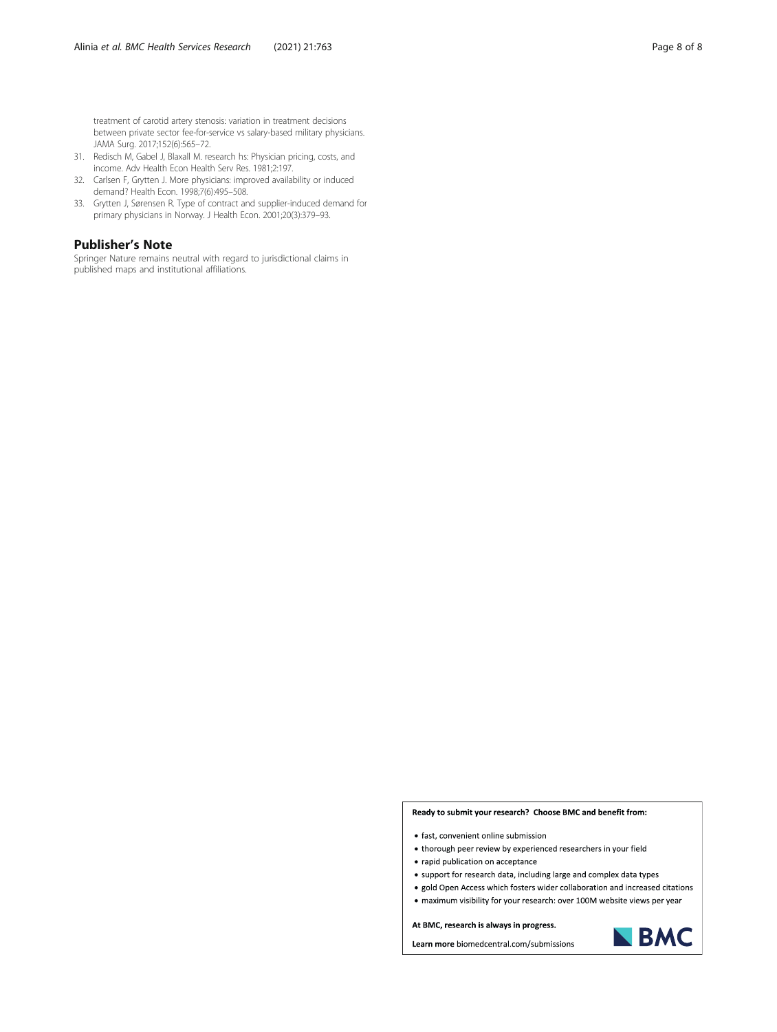treatment of carotid artery stenosis: variation in treatment decisions between private sector fee-for-service vs salary-based military physicians. JAMA Surg. 2017;152(6):565–72.

31. Redisch M, Gabel J, Blaxall M. research hs: Physician pricing, costs, and income. Adv Health Econ Health Serv Res. 1981;2:197.
32. Carlsen F, Grytten J. More physicians: improved availability or induced demand? Health Econ. 1998;7(6):495–508.
33. Grytten J, Sørensen R. Type of contract and supplier-induced demand for primary physicians in Norway. J Health Econ. 2001;20(3):379–93.

## Publisher's Note

Springer Nature remains neutral with regard to jurisdictional claims in published maps and institutional affiliations.

**Ready to submit your research? Choose BMC and benefit from:**

- fast, convenient online submission
- thorough peer review by experienced researchers in your field
- rapid publication on acceptance
- support for research data, including large and complex data types
- gold Open Access which fosters wider collaboration and increased citations
- maximum visibility for your research: over 100M website views per year

**At BMC, research is always in progress.**

**Learn more** biomedcentral.com/submissions

BMC